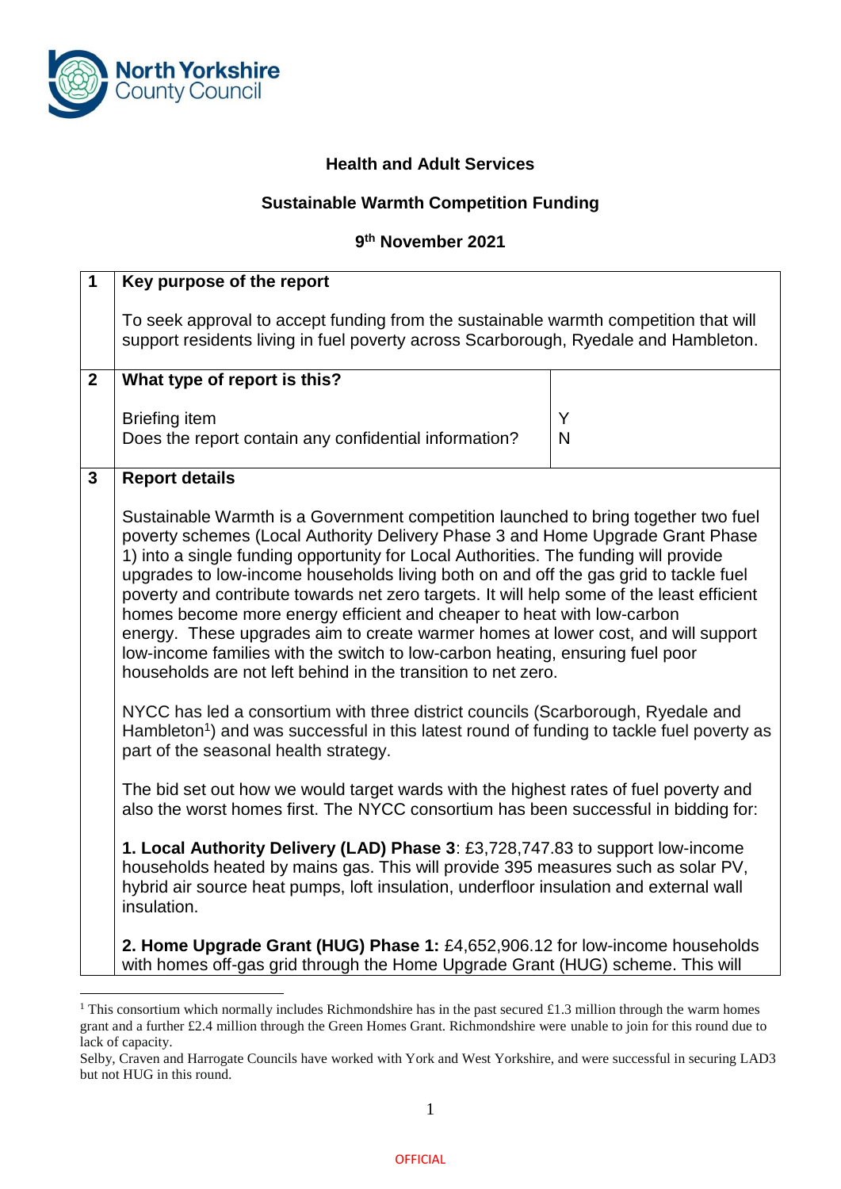North Yorkshire County Council

**Health and Adult Services**

**Sustainable Warmth Competition Funding**

**9th November 2021**

| | |
|---|---|
| **1** | **Key purpose of the report**<br><br>To seek approval to accept funding from the sustainable warmth competition that will support residents living in fuel poverty across Scarborough, Ryedale and Hambleton. |
| **2** | **What type of report is this?**<br><br>Briefing item — Y<br>Does the report contain any confidential information? — N |
| **3** | **Report details** |

Sustainable Warmth is a Government competition launched to bring together two fuel poverty schemes (Local Authority Delivery Phase 3 and Home Upgrade Grant Phase 1) into a single funding opportunity for Local Authorities. The funding will provide upgrades to low-income households living both on and off the gas grid to tackle fuel poverty and contribute towards net zero targets. It will help some of the least efficient homes become more energy efficient and cheaper to heat with low-carbon energy. These upgrades aim to create warmer homes at lower cost, and will support low-income families with the switch to low-carbon heating, ensuring fuel poor households are not left behind in the transition to net zero.

NYCC has led a consortium with three district councils (Scarborough, Ryedale and Hambleton[1]) and was successful in this latest round of funding to tackle fuel poverty as part of the seasonal health strategy.

The bid set out how we would target wards with the highest rates of fuel poverty and also the worst homes first. The NYCC consortium has been successful in bidding for:

**1. Local Authority Delivery (LAD) Phase 3**: £3,728,747.83 to support low-income households heated by mains gas. This will provide 395 measures such as solar PV, hybrid air source heat pumps, loft insulation, underfloor insulation and external wall insulation.

**2. Home Upgrade Grant (HUG) Phase 1:** £4,652,906.12 for low-income households with homes off-gas grid through the Home Upgrade Grant (HUG) scheme. This will

[1] This consortium which normally includes Richmondshire has in the past secured £1.3 million through the warm homes grant and a further £2.4 million through the Green Homes Grant. Richmondshire were unable to join for this round due to lack of capacity.
Selby, Craven and Harrogate Councils have worked with York and West Yorkshire, and were successful in securing LAD3 but not HUG in this round.

OFFICIAL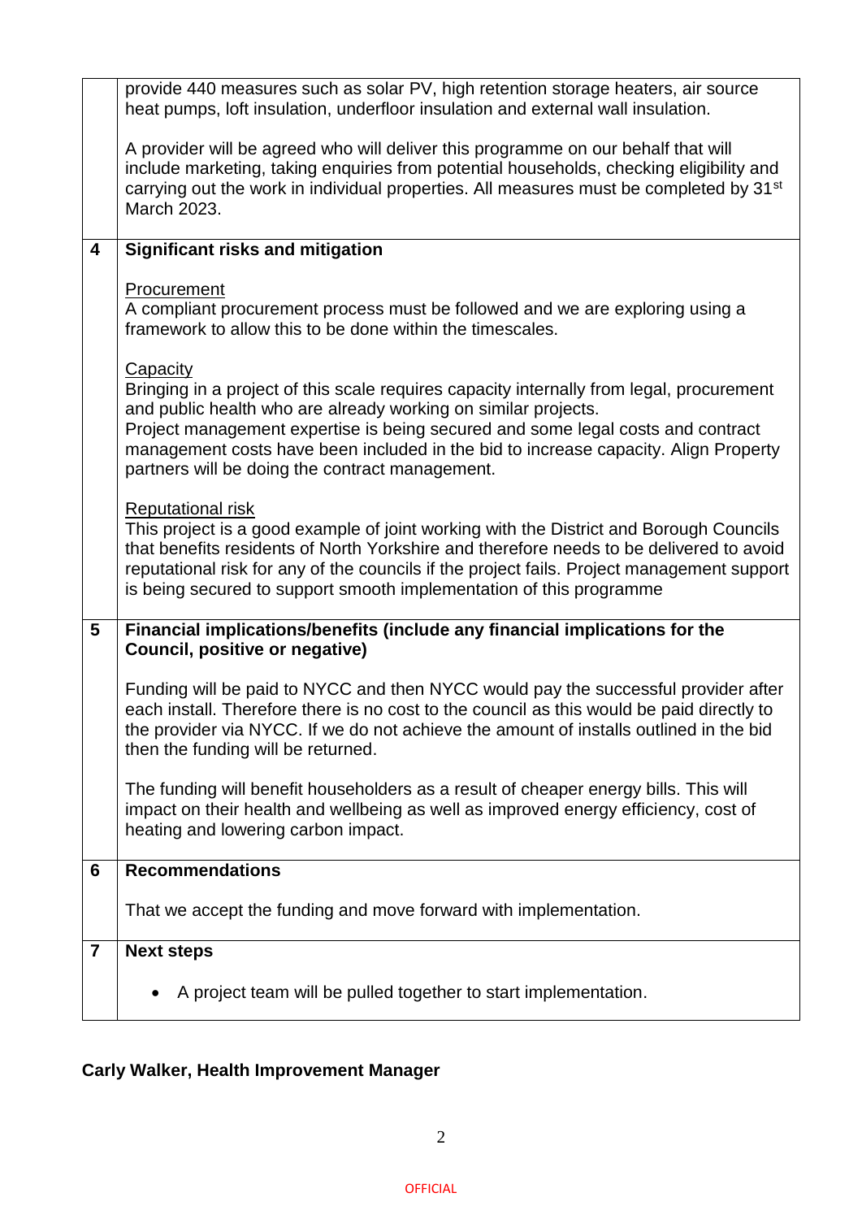| | |
|---|---|
| | provide 440 measures such as solar PV, high retention storage heaters, air source heat pumps, loft insulation, underfloor insulation and external wall insulation.<br><br>A provider will be agreed who will deliver this programme on our behalf that will include marketing, taking enquiries from potential households, checking eligibility and carrying out the work in individual properties. All measures must be completed by 31st March 2023. |
| **4** | **Significant risks and mitigation**<br><br>Procurement<br>A compliant procurement process must be followed and we are exploring using a framework to allow this to be done within the timescales.<br><br>Capacity<br>Bringing in a project of this scale requires capacity internally from legal, procurement and public health who are already working on similar projects.<br>Project management expertise is being secured and some legal costs and contract management costs have been included in the bid to increase capacity. Align Property partners will be doing the contract management.<br><br>Reputational risk<br>This project is a good example of joint working with the District and Borough Councils that benefits residents of North Yorkshire and therefore needs to be delivered to avoid reputational risk for any of the councils if the project fails. Project management support is being secured to support smooth implementation of this programme |
| **5** | **Financial implications/benefits (include any financial implications for the Council, positive or negative)**<br><br>Funding will be paid to NYCC and then NYCC would pay the successful provider after each install. Therefore there is no cost to the council as this would be paid directly to the provider via NYCC. If we do not achieve the amount of installs outlined in the bid then the funding will be returned.<br><br>The funding will benefit householders as a result of cheaper energy bills. This will impact on their health and wellbeing as well as improved energy efficiency, cost of heating and lowering carbon impact. |
| **6** | **Recommendations**<br><br>That we accept the funding and move forward with implementation. |
| **7** | **Next steps**<br><br>• A project team will be pulled together to start implementation. |

**Carly Walker, Health Improvement Manager**